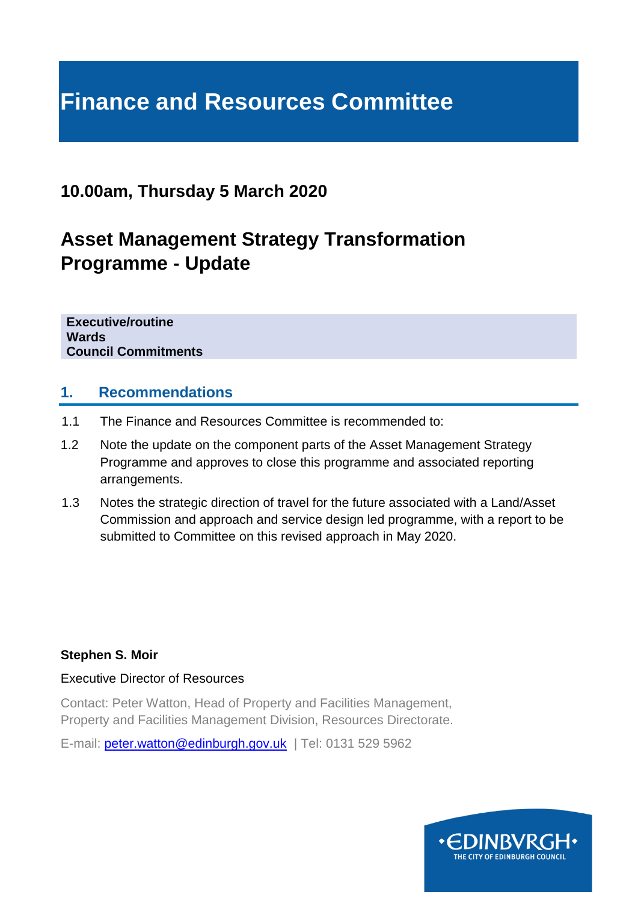# Finance and Resources Committee

## 10.00am, Thursday 5 March 2020

## Asset Management Strategy Transformation Programme - Update

**Executive/routine**
**Wards**
**Council Commitments**

## 1. Recommendations

1.1 The Finance and Resources Committee is recommended to:

1.2 Note the update on the component parts of the Asset Management Strategy Programme and approves to close this programme and associated reporting arrangements.

1.3 Notes the strategic direction of travel for the future associated with a Land/Asset Commission and approach and service design led programme, with a report to be submitted to Committee on this revised approach in May 2020.

**Stephen S. Moir**

Executive Director of Resources

Contact: Peter Watton, Head of Property and Facilities Management, Property and Facilities Management Division, Resources Directorate.

E-mail: peter.watton@edinburgh.gov.uk | Tel: 0131 529 5962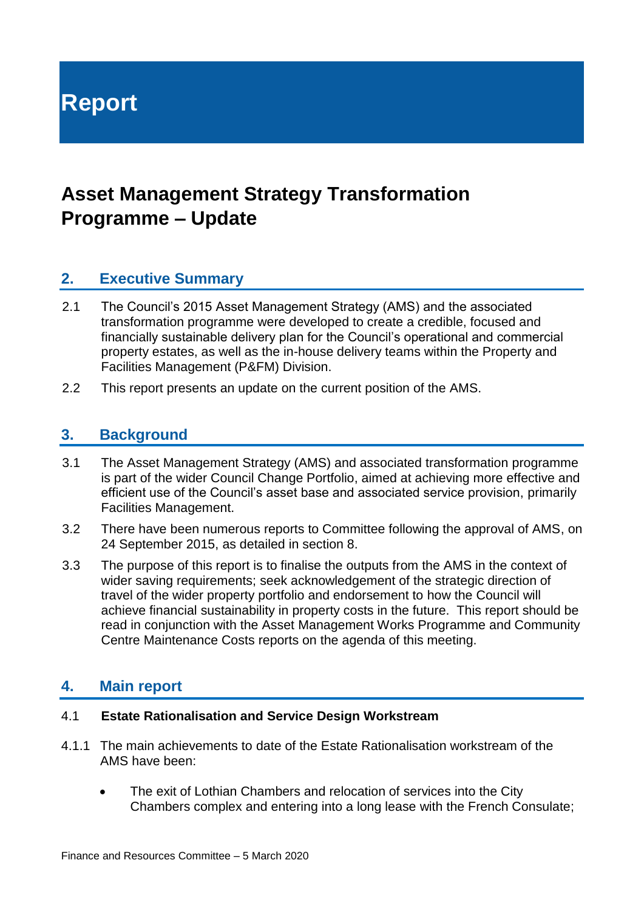# Report

# Asset Management Strategy Transformation Programme – Update

## 2. Executive Summary

2.1 The Council's 2015 Asset Management Strategy (AMS) and the associated transformation programme were developed to create a credible, focused and financially sustainable delivery plan for the Council's operational and commercial property estates, as well as the in-house delivery teams within the Property and Facilities Management (P&FM) Division.

2.2 This report presents an update on the current position of the AMS.

## 3. Background

3.1 The Asset Management Strategy (AMS) and associated transformation programme is part of the wider Council Change Portfolio, aimed at achieving more effective and efficient use of the Council's asset base and associated service provision, primarily Facilities Management.

3.2 There have been numerous reports to Committee following the approval of AMS, on 24 September 2015, as detailed in section 8.

3.3 The purpose of this report is to finalise the outputs from the AMS in the context of wider saving requirements; seek acknowledgement of the strategic direction of travel of the wider property portfolio and endorsement to how the Council will achieve financial sustainability in property costs in the future. This report should be read in conjunction with the Asset Management Works Programme and Community Centre Maintenance Costs reports on the agenda of this meeting.

## 4. Main report

### 4.1 Estate Rationalisation and Service Design Workstream

4.1.1 The main achievements to date of the Estate Rationalisation workstream of the AMS have been:

- The exit of Lothian Chambers and relocation of services into the City Chambers complex and entering into a long lease with the French Consulate;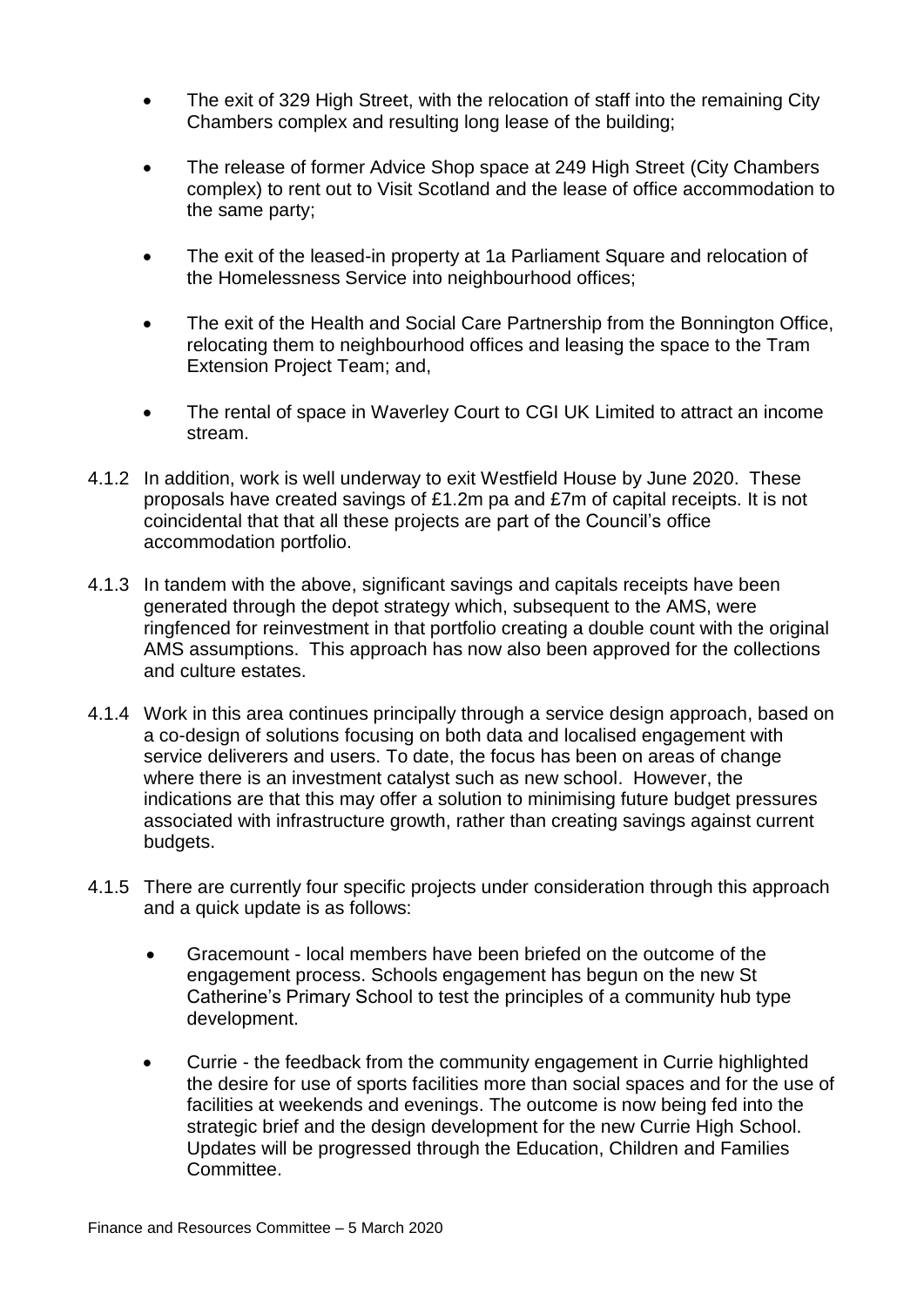- The exit of 329 High Street, with the relocation of staff into the remaining City Chambers complex and resulting long lease of the building;

- The release of former Advice Shop space at 249 High Street (City Chambers complex) to rent out to Visit Scotland and the lease of office accommodation to the same party;

- The exit of the leased-in property at 1a Parliament Square and relocation of the Homelessness Service into neighbourhood offices;

- The exit of the Health and Social Care Partnership from the Bonnington Office, relocating them to neighbourhood offices and leasing the space to the Tram Extension Project Team; and,

- The rental of space in Waverley Court to CGI UK Limited to attract an income stream.

4.1.2 In addition, work is well underway to exit Westfield House by June 2020. These proposals have created savings of £1.2m pa and £7m of capital receipts. It is not coincidental that that all these projects are part of the Council's office accommodation portfolio.

4.1.3 In tandem with the above, significant savings and capitals receipts have been generated through the depot strategy which, subsequent to the AMS, were ringfenced for reinvestment in that portfolio creating a double count with the original AMS assumptions. This approach has now also been approved for the collections and culture estates.

4.1.4 Work in this area continues principally through a service design approach, based on a co-design of solutions focusing on both data and localised engagement with service deliverers and users. To date, the focus has been on areas of change where there is an investment catalyst such as new school. However, the indications are that this may offer a solution to minimising future budget pressures associated with infrastructure growth, rather than creating savings against current budgets.

4.1.5 There are currently four specific projects under consideration through this approach and a quick update is as follows:

- Gracemount - local members have been briefed on the outcome of the engagement process. Schools engagement has begun on the new St Catherine's Primary School to test the principles of a community hub type development.

- Currie - the feedback from the community engagement in Currie highlighted the desire for use of sports facilities more than social spaces and for the use of facilities at weekends and evenings. The outcome is now being fed into the strategic brief and the design development for the new Currie High School. Updates will be progressed through the Education, Children and Families Committee.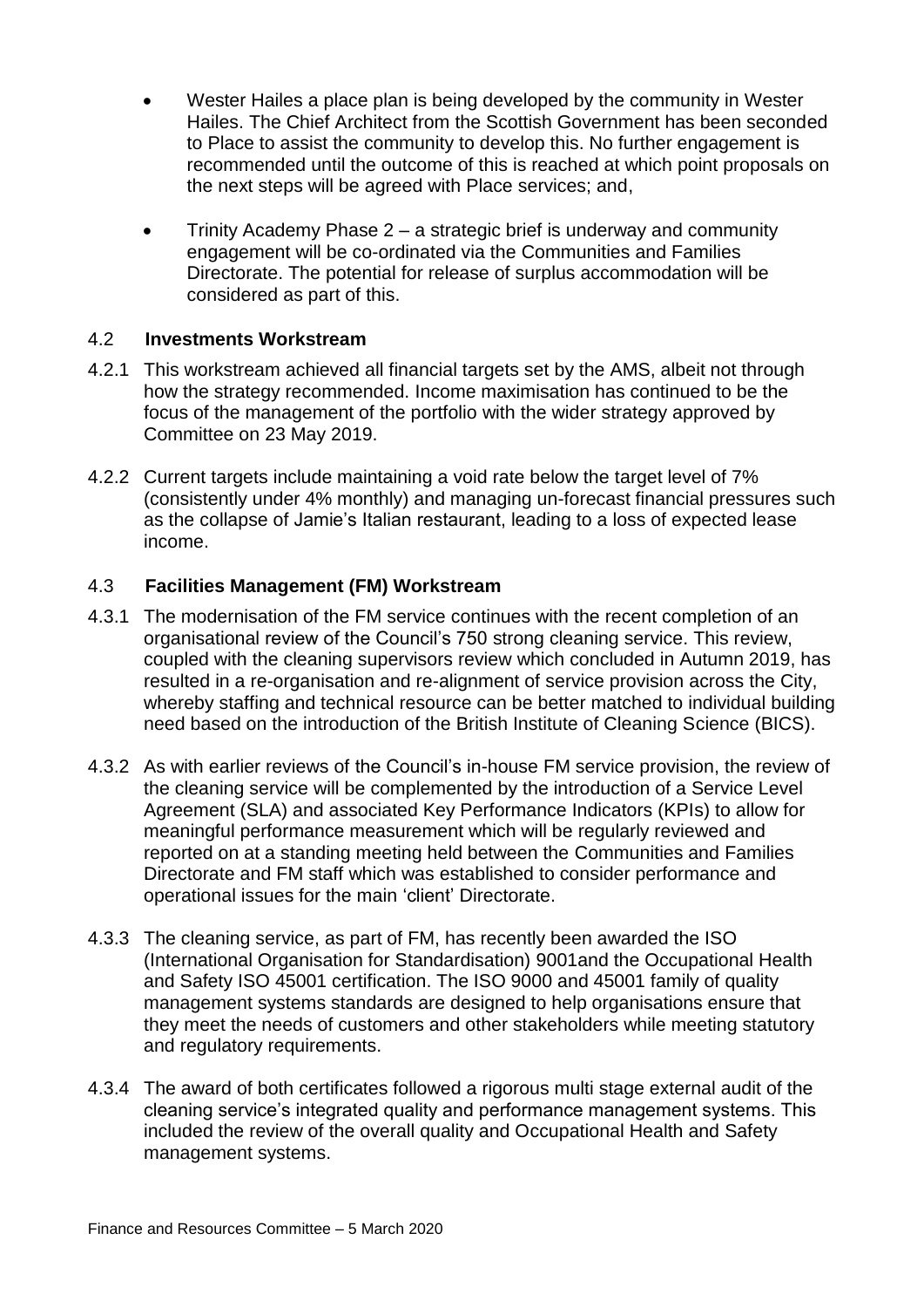- Wester Hailes a place plan is being developed by the community in Wester Hailes. The Chief Architect from the Scottish Government has been seconded to Place to assist the community to develop this. No further engagement is recommended until the outcome of this is reached at which point proposals on the next steps will be agreed with Place services; and,
- Trinity Academy Phase 2 – a strategic brief is underway and community engagement will be co-ordinated via the Communities and Families Directorate. The potential for release of surplus accommodation will be considered as part of this.

### 4.2 Investments Workstream

4.2.1 This workstream achieved all financial targets set by the AMS, albeit not through how the strategy recommended. Income maximisation has continued to be the focus of the management of the portfolio with the wider strategy approved by Committee on 23 May 2019.

4.2.2 Current targets include maintaining a void rate below the target level of 7% (consistently under 4% monthly) and managing un-forecast financial pressures such as the collapse of Jamie's Italian restaurant, leading to a loss of expected lease income.

### 4.3 Facilities Management (FM) Workstream

4.3.1 The modernisation of the FM service continues with the recent completion of an organisational review of the Council's 750 strong cleaning service. This review, coupled with the cleaning supervisors review which concluded in Autumn 2019, has resulted in a re-organisation and re-alignment of service provision across the City, whereby staffing and technical resource can be better matched to individual building need based on the introduction of the British Institute of Cleaning Science (BICS).

4.3.2 As with earlier reviews of the Council's in-house FM service provision, the review of the cleaning service will be complemented by the introduction of a Service Level Agreement (SLA) and associated Key Performance Indicators (KPIs) to allow for meaningful performance measurement which will be regularly reviewed and reported on at a standing meeting held between the Communities and Families Directorate and FM staff which was established to consider performance and operational issues for the main 'client' Directorate.

4.3.3 The cleaning service, as part of FM, has recently been awarded the ISO (International Organisation for Standardisation) 9001and the Occupational Health and Safety ISO 45001 certification. The ISO 9000 and 45001 family of quality management systems standards are designed to help organisations ensure that they meet the needs of customers and other stakeholders while meeting statutory and regulatory requirements.

4.3.4 The award of both certificates followed a rigorous multi stage external audit of the cleaning service's integrated quality and performance management systems. This included the review of the overall quality and Occupational Health and Safety management systems.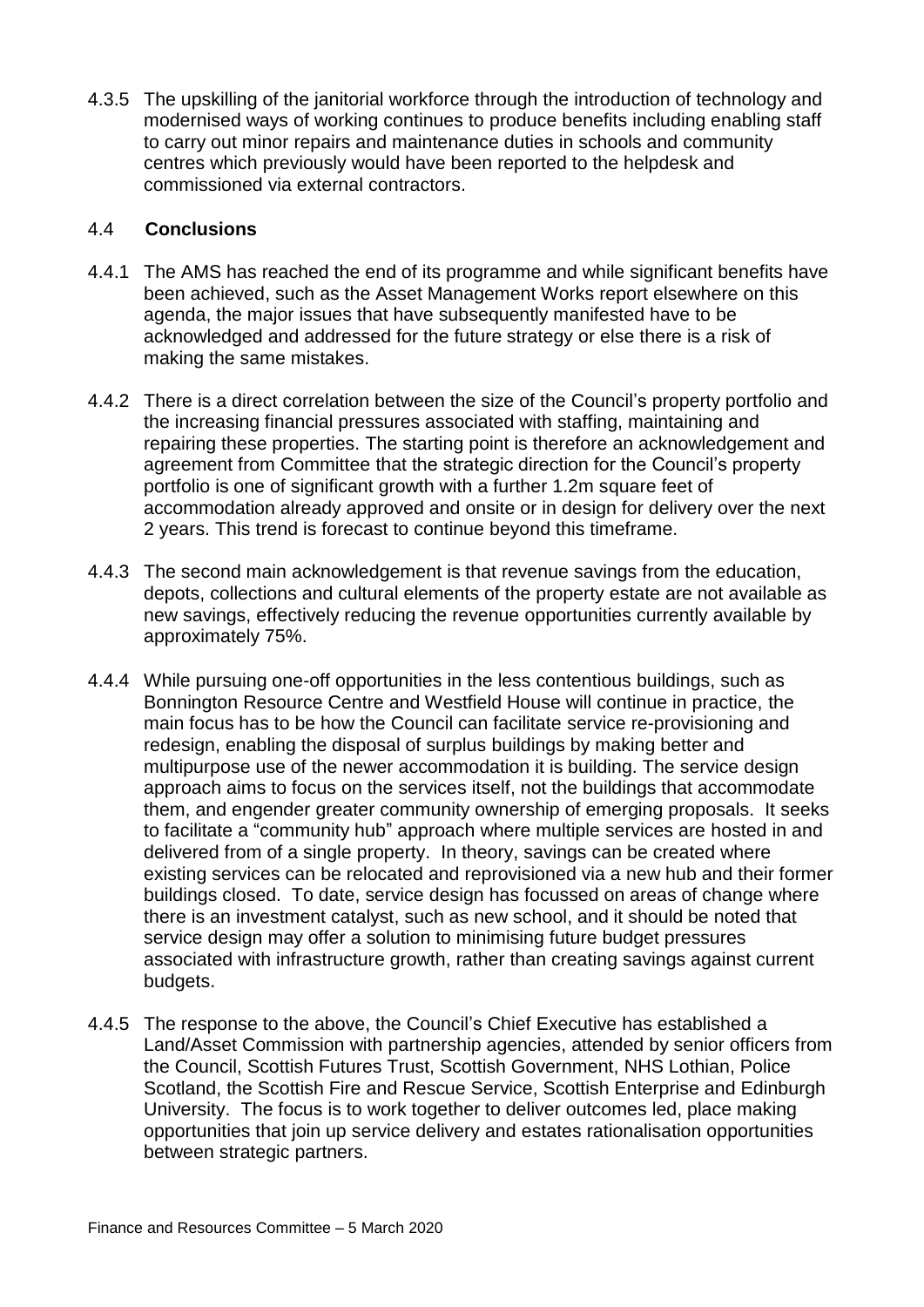4.3.5 The upskilling of the janitorial workforce through the introduction of technology and modernised ways of working continues to produce benefits including enabling staff to carry out minor repairs and maintenance duties in schools and community centres which previously would have been reported to the helpdesk and commissioned via external contractors.

### 4.4 **Conclusions**

4.4.1 The AMS has reached the end of its programme and while significant benefits have been achieved, such as the Asset Management Works report elsewhere on this agenda, the major issues that have subsequently manifested have to be acknowledged and addressed for the future strategy or else there is a risk of making the same mistakes.

4.4.2 There is a direct correlation between the size of the Council's property portfolio and the increasing financial pressures associated with staffing, maintaining and repairing these properties. The starting point is therefore an acknowledgement and agreement from Committee that the strategic direction for the Council's property portfolio is one of significant growth with a further 1.2m square feet of accommodation already approved and onsite or in design for delivery over the next 2 years. This trend is forecast to continue beyond this timeframe.

4.4.3 The second main acknowledgement is that revenue savings from the education, depots, collections and cultural elements of the property estate are not available as new savings, effectively reducing the revenue opportunities currently available by approximately 75%.

4.4.4 While pursuing one-off opportunities in the less contentious buildings, such as Bonnington Resource Centre and Westfield House will continue in practice, the main focus has to be how the Council can facilitate service re-provisioning and redesign, enabling the disposal of surplus buildings by making better and multipurpose use of the newer accommodation it is building. The service design approach aims to focus on the services itself, not the buildings that accommodate them, and engender greater community ownership of emerging proposals. It seeks to facilitate a "community hub" approach where multiple services are hosted in and delivered from of a single property. In theory, savings can be created where existing services can be relocated and reprovisioned via a new hub and their former buildings closed. To date, service design has focussed on areas of change where there is an investment catalyst, such as new school, and it should be noted that service design may offer a solution to minimising future budget pressures associated with infrastructure growth, rather than creating savings against current budgets.

4.4.5 The response to the above, the Council's Chief Executive has established a Land/Asset Commission with partnership agencies, attended by senior officers from the Council, Scottish Futures Trust, Scottish Government, NHS Lothian, Police Scotland, the Scottish Fire and Rescue Service, Scottish Enterprise and Edinburgh University. The focus is to work together to deliver outcomes led, place making opportunities that join up service delivery and estates rationalisation opportunities between strategic partners.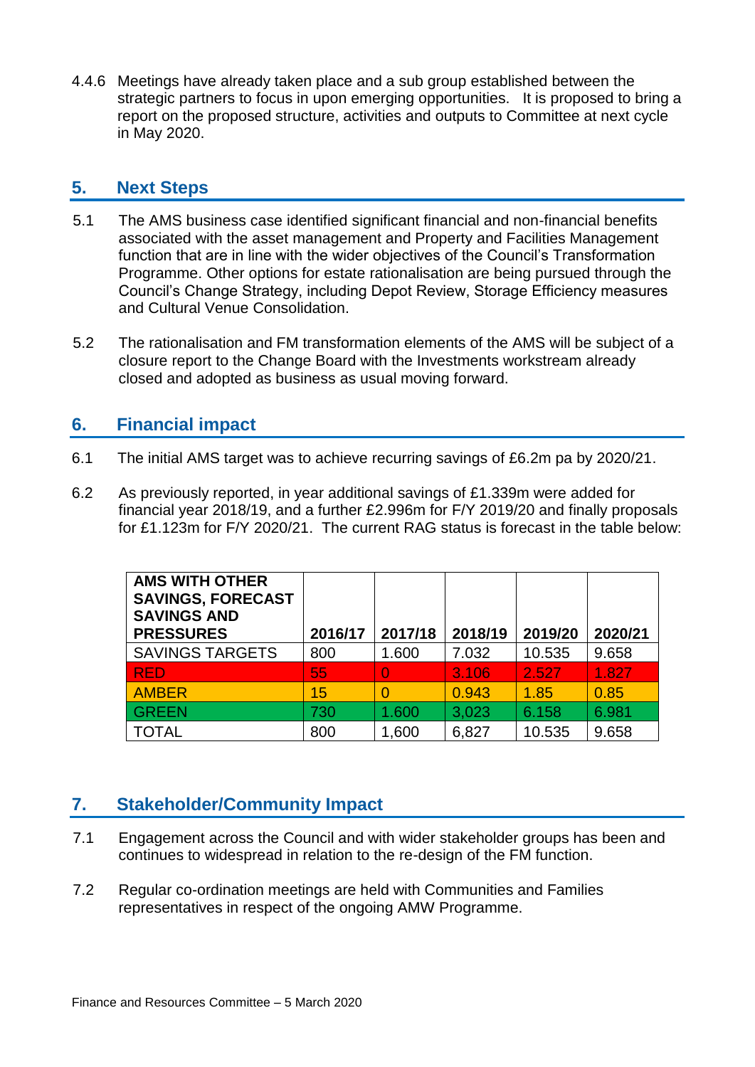4.4.6 Meetings have already taken place and a sub group established between the strategic partners to focus in upon emerging opportunities. It is proposed to bring a report on the proposed structure, activities and outputs to Committee at next cycle in May 2020.

## 5. Next Steps

5.1 The AMS business case identified significant financial and non-financial benefits associated with the asset management and Property and Facilities Management function that are in line with the wider objectives of the Council's Transformation Programme. Other options for estate rationalisation are being pursued through the Council's Change Strategy, including Depot Review, Storage Efficiency measures and Cultural Venue Consolidation.

5.2 The rationalisation and FM transformation elements of the AMS will be subject of a closure report to the Change Board with the Investments workstream already closed and adopted as business as usual moving forward.

## 6. Financial impact

6.1 The initial AMS target was to achieve recurring savings of £6.2m pa by 2020/21.

6.2 As previously reported, in year additional savings of £1.339m were added for financial year 2018/19, and a further £2.996m for F/Y 2019/20 and finally proposals for £1.123m for F/Y 2020/21. The current RAG status is forecast in the table below:

| **AMS WITH OTHER SAVINGS, FORECAST SAVINGS AND PRESSURES** | **2016/17** | **2017/18** | **2018/19** | **2019/20** | **2020/21** |
|---|---|---|---|---|---|
| SAVINGS TARGETS | 800 | 1.600 | 7.032 | 10.535 | 9.658 |
| RED | 55 | 0 | 3.106 | 2.527 | 1.827 |
| AMBER | 15 | 0 | 0.943 | 1.85 | 0.85 |
| GREEN | 730 | 1.600 | 3,023 | 6.158 | 6.981 |
| TOTAL | 800 | 1,600 | 6,827 | 10.535 | 9.658 |

## 7. Stakeholder/Community Impact

7.1 Engagement across the Council and with wider stakeholder groups has been and continues to widespread in relation to the re-design of the FM function.

7.2 Regular co-ordination meetings are held with Communities and Families representatives in respect of the ongoing AMW Programme.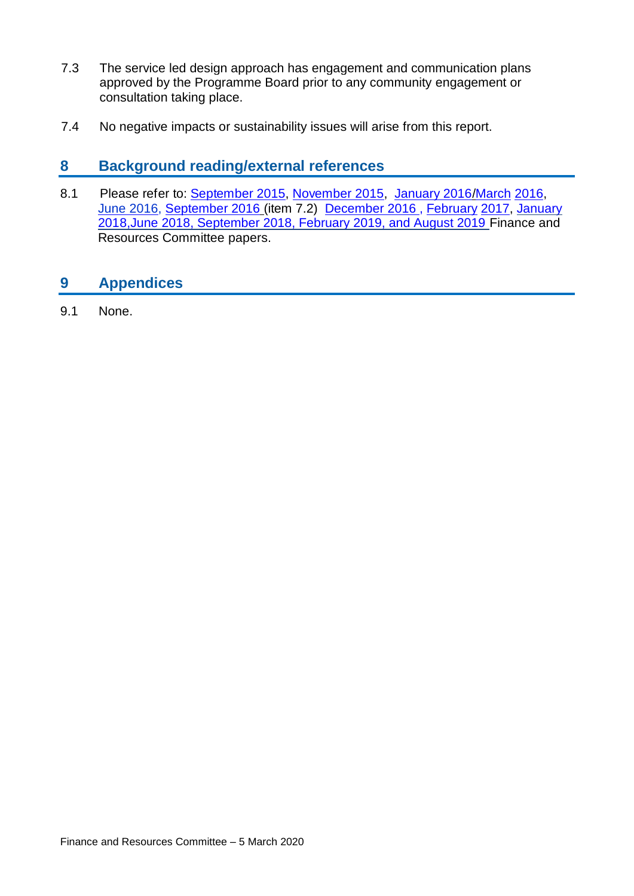7.3 The service led design approach has engagement and communication plans approved by the Programme Board prior to any community engagement or consultation taking place.

7.4 No negative impacts or sustainability issues will arise from this report.

## 8 Background reading/external references

8.1 Please refer to: September 2015, November 2015, January 2016/March 2016, June 2016, September 2016 (item 7.2) December 2016 , February 2017, January 2018,June 2018, September 2018, February 2019, and August 2019 Finance and Resources Committee papers.

## 9 Appendices

9.1 None.